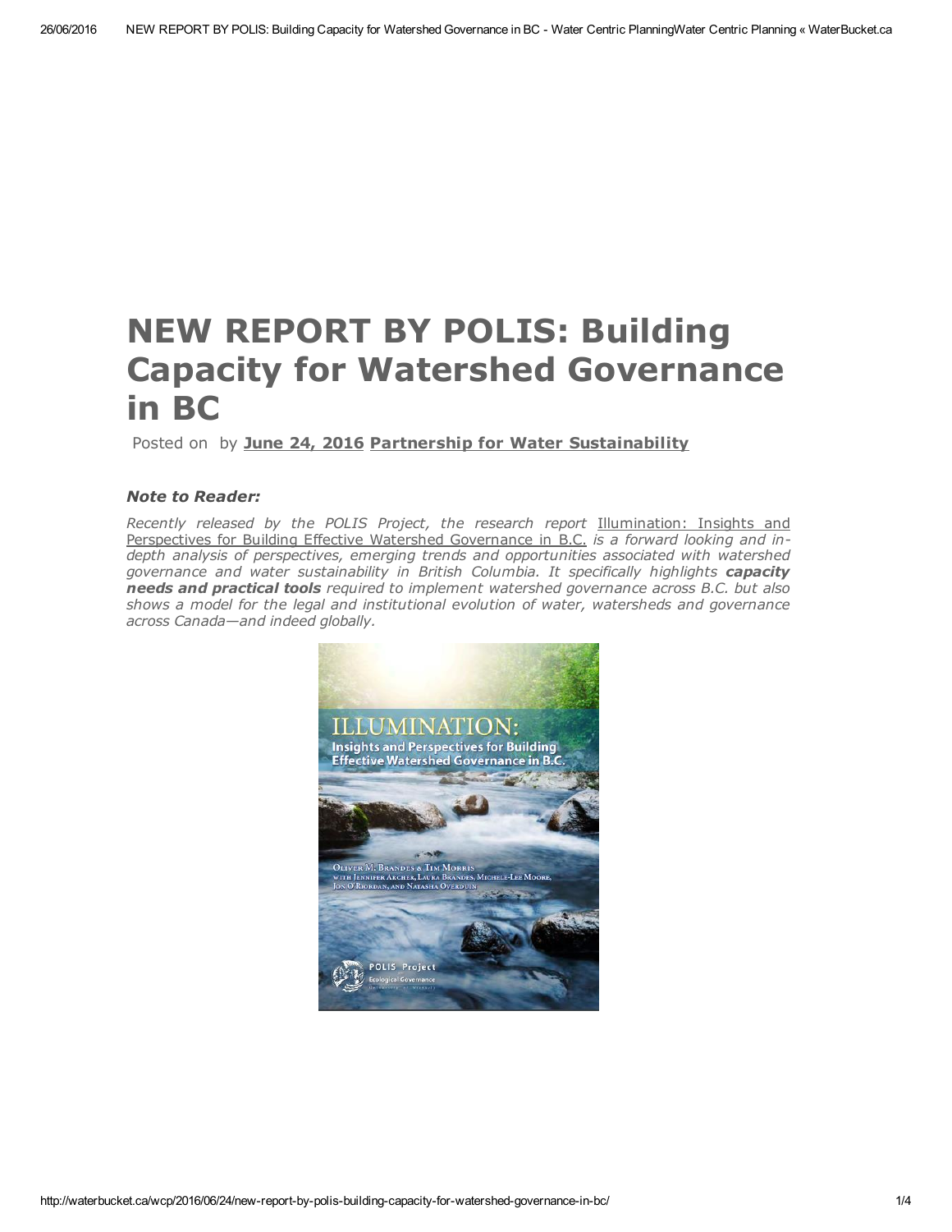# NEW REPORT BY POLIS: Building Capacity for Watershed Governance in BC

Posted on by **June 24, 2016** **Partnership for Water Sustainability**

***Note to Reader:***

*Recently released by the POLIS Project, the research report* Illumination: Insights and Perspectives for Building Effective Watershed Governance in B.C. *is a forward looking and in-depth analysis of perspectives, emerging trends and opportunities associated with watershed governance and water sustainability in British Columbia. It specifically highlights* ***capacity needs and practical tools*** *required to implement watershed governance across B.C. but also shows a model for the legal and institutional evolution of water, watersheds and governance across Canada—and indeed globally.*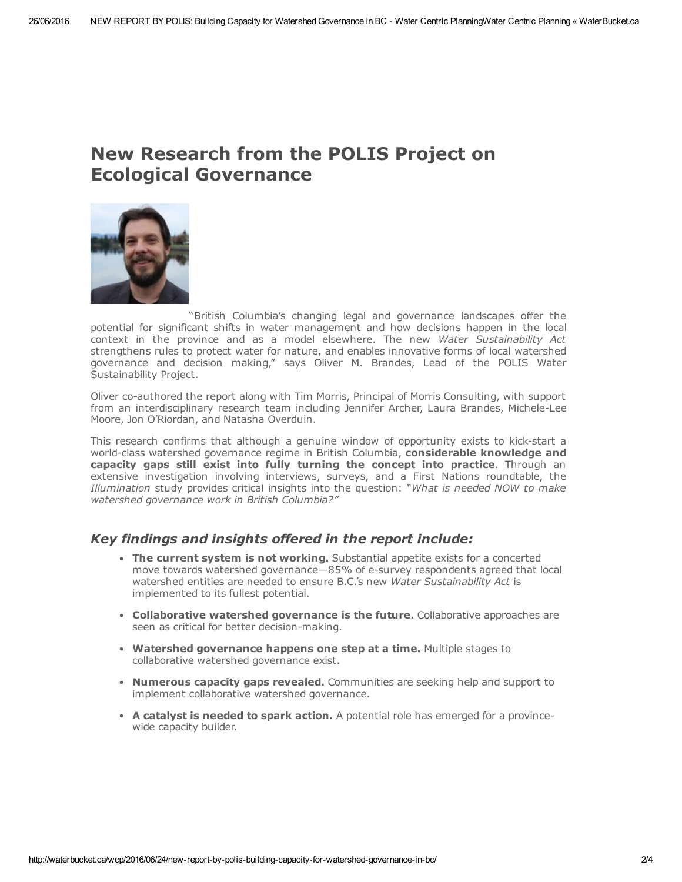# New Research from the POLIS Project on Ecological Governance

"British Columbia's changing legal and governance landscapes offer the potential for significant shifts in water management and how decisions happen in the local context in the province and as a model elsewhere. The new *Water Sustainability Act* strengthens rules to protect water for nature, and enables innovative forms of local watershed governance and decision making," says Oliver M. Brandes, Lead of the POLIS Water Sustainability Project.

Oliver co-authored the report along with Tim Morris, Principal of Morris Consulting, with support from an interdisciplinary research team including Jennifer Archer, Laura Brandes, Michele-Lee Moore, Jon O'Riordan, and Natasha Overduin.

This research confirms that although a genuine window of opportunity exists to kick-start a world-class watershed governance regime in British Columbia, **considerable knowledge and capacity gaps still exist into fully turning the concept into practice**. Through an extensive investigation involving interviews, surveys, and a First Nations roundtable, the *Illumination* study provides critical insights into the question: *"What is needed NOW to make watershed governance work in British Columbia?"*

### *Key findings and insights offered in the report include:*

- **The current system is not working.** Substantial appetite exists for a concerted move towards watershed governance—85% of e-survey respondents agreed that local watershed entities are needed to ensure B.C.'s new *Water Sustainability Act* is implemented to its fullest potential.
- **Collaborative watershed governance is the future.** Collaborative approaches are seen as critical for better decision-making.
- **Watershed governance happens one step at a time.** Multiple stages to collaborative watershed governance exist.
- **Numerous capacity gaps revealed.** Communities are seeking help and support to implement collaborative watershed governance.
- **A catalyst is needed to spark action.** A potential role has emerged for a province-wide capacity builder.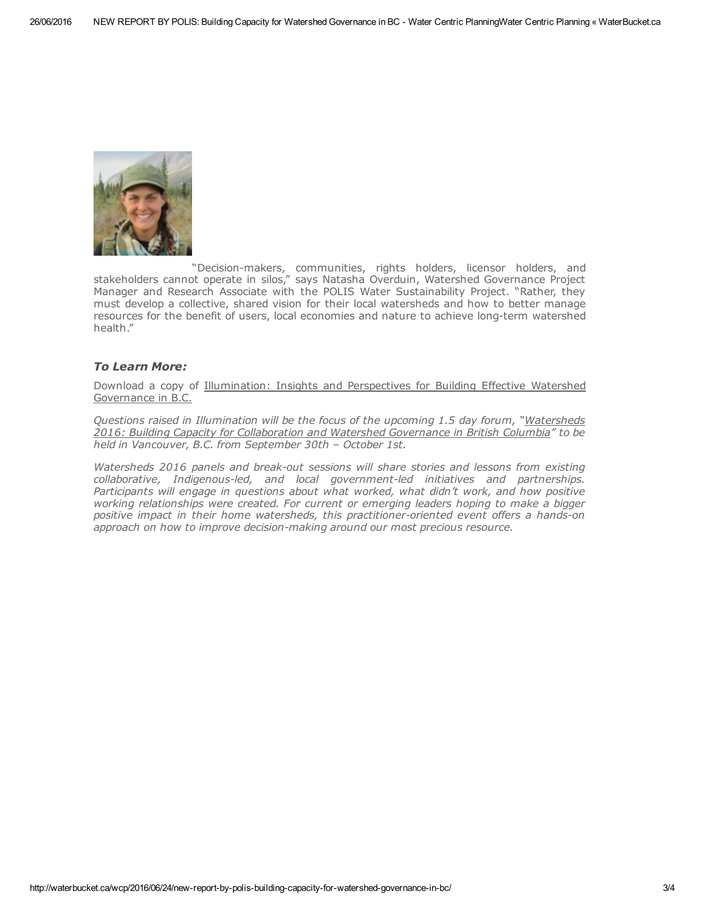"Decision-makers, communities, rights holders, licensor holders, and stakeholders cannot operate in silos," says Natasha Overduin, Watershed Governance Project Manager and Research Associate with the POLIS Water Sustainability Project. "Rather, they must develop a collective, shared vision for their local watersheds and how to better manage resources for the benefit of users, local economies and nature to achieve long-term watershed health."

### *To Learn More:*

Download a copy of Illumination: Insights and Perspectives for Building Effective Watershed Governance in B.C.

*Questions raised in Illumination will be the focus of the upcoming 1.5 day forum, "Watersheds 2016: Building Capacity for Collaboration and Watershed Governance in British Columbia" to be held in Vancouver, B.C. from September 30th – October 1st.*

*Watersheds 2016 panels and break-out sessions will share stories and lessons from existing collaborative, Indigenous-led, and local government-led initiatives and partnerships. Participants will engage in questions about what worked, what didn't work, and how positive working relationships were created. For current or emerging leaders hoping to make a bigger positive impact in their home watersheds, this practitioner-oriented event offers a hands-on approach on how to improve decision-making around our most precious resource.*